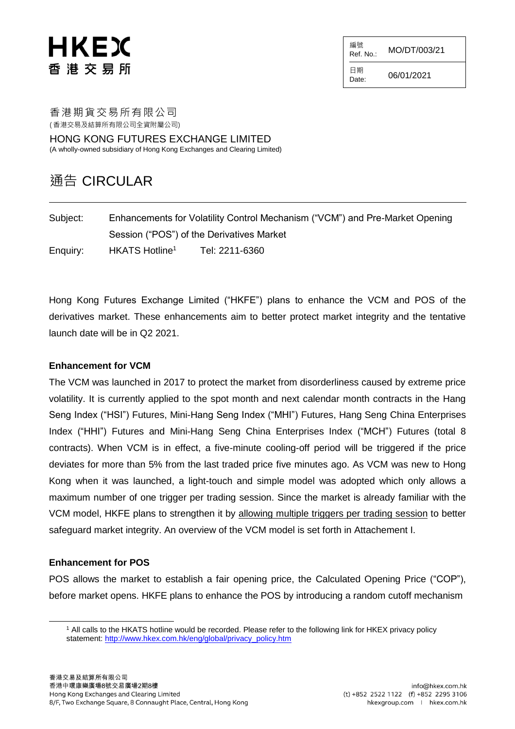HKEX
香港交易所

| 編號 Ref. No.: | MO/DT/003/21 |
| --- | --- |
| 日期 Date: | 06/01/2021 |

香港期貨交易所有限公司
(香港交易及結算所有限公司全資附屬公司)

HONG KONG FUTURES EXCHANGE LIMITED
(A wholly-owned subsidiary of Hong Kong Exchanges and Clearing Limited)

# 通告 CIRCULAR

---

Subject: Enhancements for Volatility Control Mechanism ("VCM") and Pre-Market Opening Session ("POS") of the Derivatives Market

Enquiry: HKATS Hotline[1] Tel: 2211-6360

Hong Kong Futures Exchange Limited ("HKFE") plans to enhance the VCM and POS of the derivatives market. These enhancements aim to better protect market integrity and the tentative launch date will be in Q2 2021.

**Enhancement for VCM**

The VCM was launched in 2017 to protect the market from disorderliness caused by extreme price volatility. It is currently applied to the spot month and next calendar month contracts in the Hang Seng Index ("HSI") Futures, Mini-Hang Seng Index ("MHI") Futures, Hang Seng China Enterprises Index ("HHI") Futures and Mini-Hang Seng China Enterprises Index ("MCH") Futures (total 8 contracts). When VCM is in effect, a five-minute cooling-off period will be triggered if the price deviates for more than 5% from the last traded price five minutes ago. As VCM was new to Hong Kong when it was launched, a light-touch and simple model was adopted which only allows a maximum number of one trigger per trading session. Since the market is already familiar with the VCM model, HKFE plans to strengthen it by allowing multiple triggers per trading session to better safeguard market integrity. An overview of the VCM model is set forth in Attachement I.

**Enhancement for POS**

POS allows the market to establish a fair opening price, the Calculated Opening Price ("COP"), before market opens. HKFE plans to enhance the POS by introducing a random cutoff mechanism

---

[1] All calls to the HKATS hotline would be recorded. Please refer to the following link for HKEX privacy policy statement: http://www.hkex.com.hk/eng/global/privacy_policy.htm

香港交易及結算所有限公司
香港中環康樂廣場8號交易廣場2期8樓
Hong Kong Exchanges and Clearing Limited
8/F, Two Exchange Square, 8 Connaught Place, Central, Hong Kong

info@hkex.com.hk
(t) +852 2522 1122 (f) +852 2295 3106
hkexgroup.com | hkex.com.hk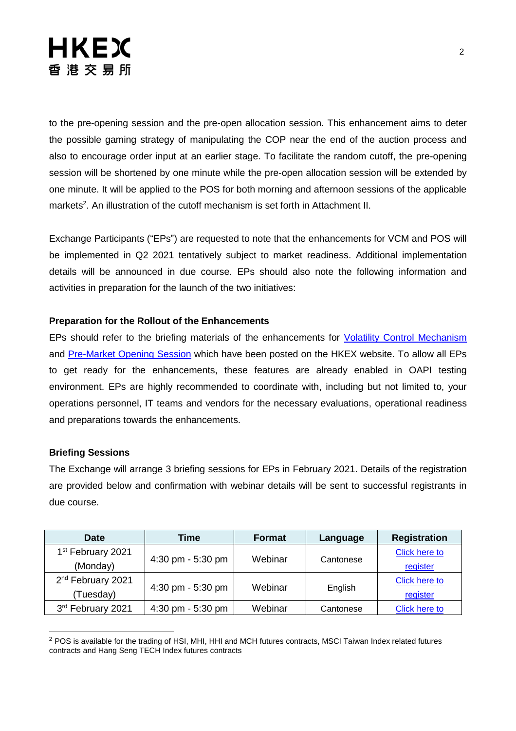to the pre-opening session and the pre-open allocation session. This enhancement aims to deter the possible gaming strategy of manipulating the COP near the end of the auction process and also to encourage order input at an earlier stage. To facilitate the random cutoff, the pre-opening session will be shortened by one minute while the pre-open allocation session will be extended by one minute. It will be applied to the POS for both morning and afternoon sessions of the applicable markets[2]. An illustration of the cutoff mechanism is set forth in Attachment II.

Exchange Participants ("EPs") are requested to note that the enhancements for VCM and POS will be implemented in Q2 2021 tentatively subject to market readiness. Additional implementation details will be announced in due course. EPs should also note the following information and activities in preparation for the launch of the two initiatives:

**Preparation for the Rollout of the Enhancements**

EPs should refer to the briefing materials of the enhancements for Volatility Control Mechanism and Pre-Market Opening Session which have been posted on the HKEX website. To allow all EPs to get ready for the enhancements, these features are already enabled in OAPI testing environment. EPs are highly recommended to coordinate with, including but not limited to, your operations personnel, IT teams and vendors for the necessary evaluations, operational readiness and preparations towards the enhancements.

**Briefing Sessions**

The Exchange will arrange 3 briefing sessions for EPs in February 2021. Details of the registration are provided below and confirmation with webinar details will be sent to successful registrants in due course.

| Date | Time | Format | Language | Registration |
|---|---|---|---|---|
| 1st February 2021 (Monday) | 4:30 pm - 5:30 pm | Webinar | Cantonese | Click here to register |
| 2nd February 2021 (Tuesday) | 4:30 pm - 5:30 pm | Webinar | English | Click here to register |
| 3rd February 2021 | 4:30 pm - 5:30 pm | Webinar | Cantonese | Click here to |

[2] POS is available for the trading of HSI, MHI, HHI and MCH futures contracts, MSCI Taiwan Index related futures contracts and Hang Seng TECH Index futures contracts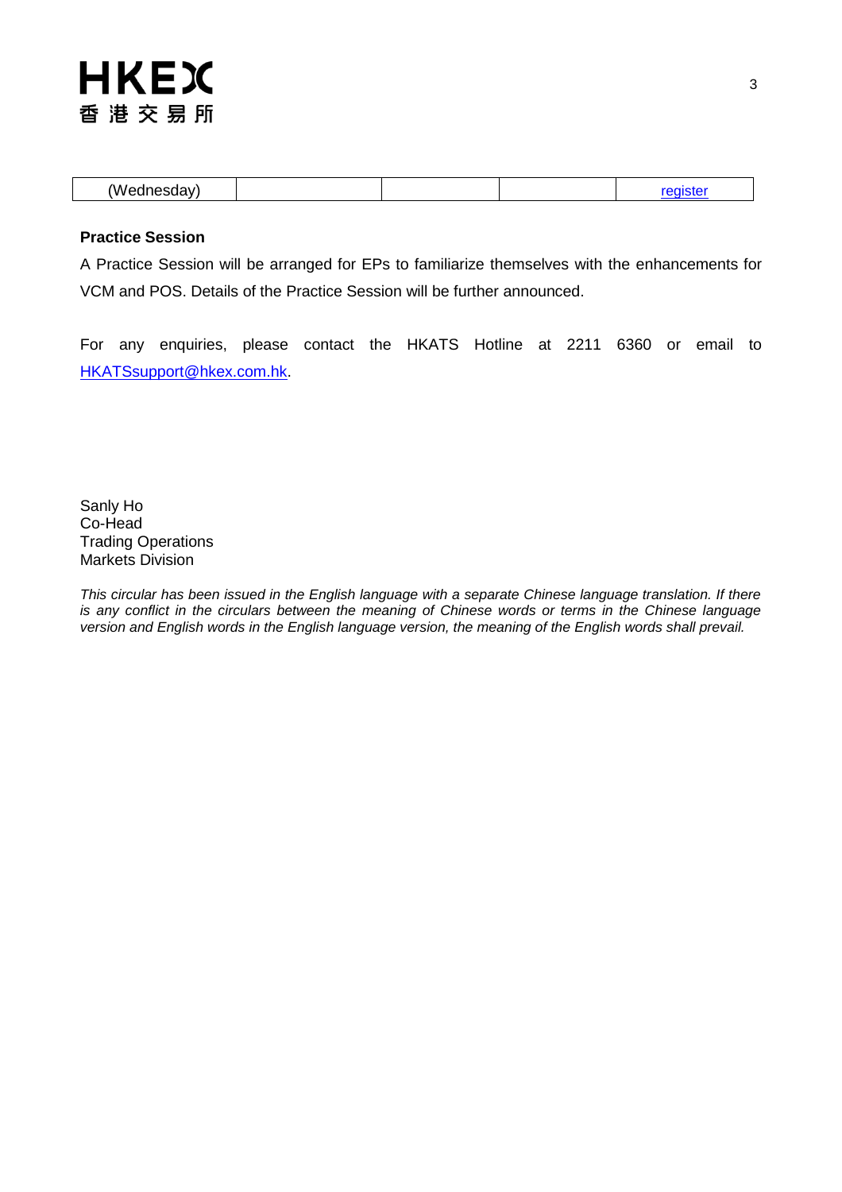| (Wednesday) | | | | register |
|---|---|---|---|---|

**Practice Session**

A Practice Session will be arranged for EPs to familiarize themselves with the enhancements for VCM and POS. Details of the Practice Session will be further announced.

For any enquiries, please contact the HKATS Hotline at 2211 6360 or email to HKATSsupport@hkex.com.hk.

Sanly Ho
Co-Head
Trading Operations
Markets Division

*This circular has been issued in the English language with a separate Chinese language translation. If there is any conflict in the circulars between the meaning of Chinese words or terms in the Chinese language version and English words in the English language version, the meaning of the English words shall prevail.*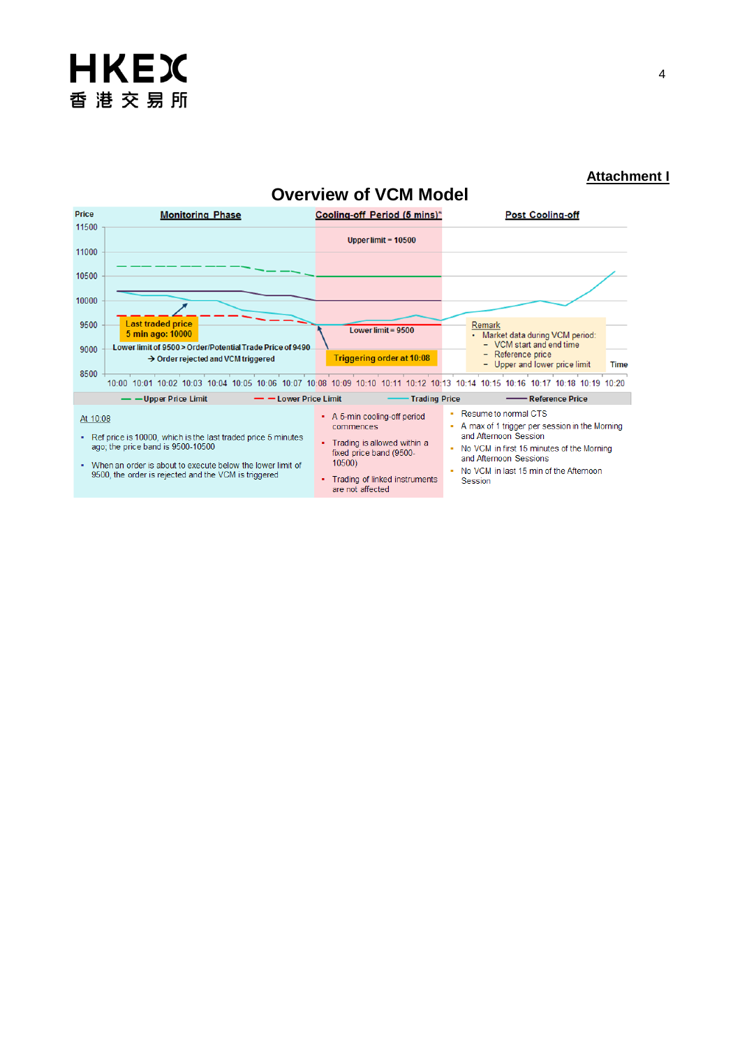**Attachment I**

## Overview of VCM Model

**Monitoring Phase** | **Cooling-off Period (5 mins)*** | **Post Cooling-off**

Price: 11500, 11000, 10500, 10000, 9500, 9000, 8500

Upper limit = 10500

Last traded price 5 min ago: 10000

Lower limit = 9500

Lower limit of 9500 > Order/Potential Trade Price of 9490 → Order rejected and VCM triggered

Triggering order at 10:08

Remark
- Market data during VCM period:
  - VCM start and end time
  - Reference price
  - Upper and lower price limit

Time: 10:00 10:01 10:02 10:03 10:04 10:05 10:06 10:07 10:08 10:09 10:10 10:11 10:12 10:13 10:14 10:15 10:16 10:17 10:18 10:19 10:20

Legend: Upper Price Limit; Lower Price Limit; Trading Price; Reference Price

At 10:08

- Ref price is 10000, which is the last traded price 5 minutes ago; the price band is 9500-10500
- When an order is about to execute below the lower limit of 9500, the order is rejected and the VCM is triggered

- A 5-min cooling-off period commences
- Trading is allowed within a fixed price band (9500-10500)
- Trading of linked instruments are not affected

- Resume to normal CTS
- A max of 1 trigger per session in the Morning and Afternoon Session
- No VCM in first 15 minutes of the Morning and Afternoon Sessions
- No VCM in last 15 min of the Afternoon Session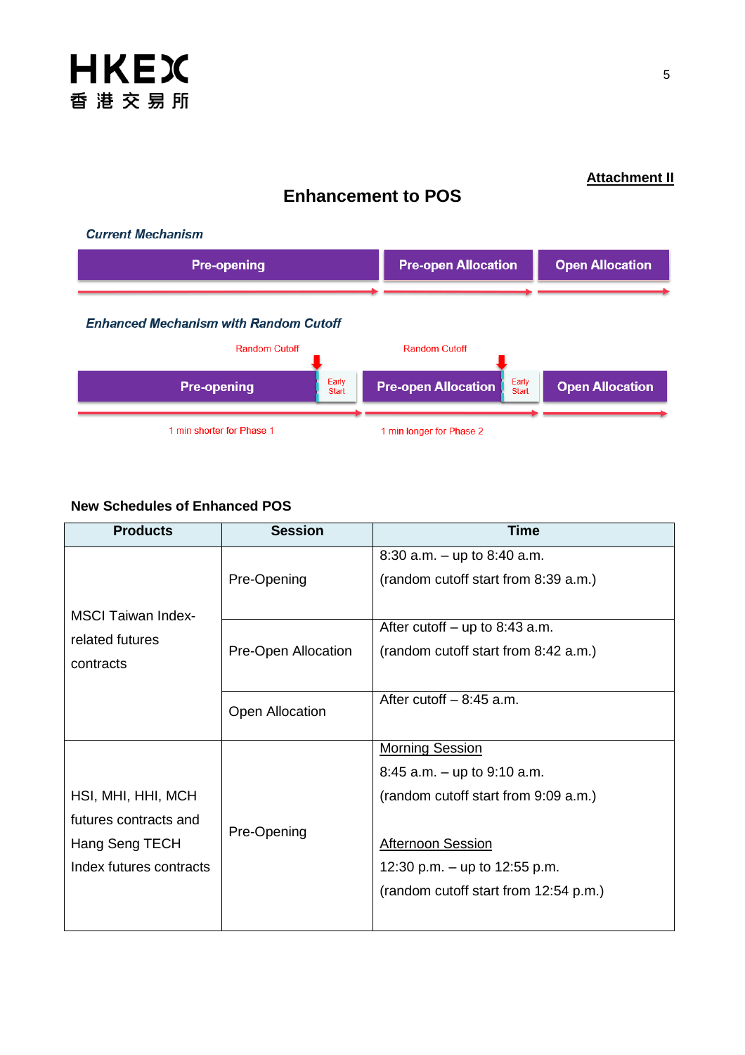**Attachment II**

## Enhancement to POS

***Current Mechanism***

Pre-opening → Pre-open Allocation → Open Allocation

***Enhanced Mechanism with Random Cutoff***

Random Cutoff | Random Cutoff

Pre-opening | Early Start | Pre-open Allocation | Early Start | Open Allocation

1 min shorter for Phase 1 | 1 min longer for Phase 2

**New Schedules of Enhanced POS**

| Products | Session | Time |
|---|---|---|
| MSCI Taiwan Index-related futures contracts | Pre-Opening | 8:30 a.m. – up to 8:40 a.m.<br>(random cutoff start from 8:39 a.m.) |
| | Pre-Open Allocation | After cutoff – up to 8:43 a.m.<br>(random cutoff start from 8:42 a.m.) |
| | Open Allocation | After cutoff – 8:45 a.m. |
| HSI, MHI, HHI, MCH futures contracts and Hang Seng TECH Index futures contracts | Pre-Opening | <u>Morning Session</u><br>8:45 a.m. – up to 9:10 a.m.<br>(random cutoff start from 9:09 a.m.)<br><br><u>Afternoon Session</u><br>12:30 p.m. – up to 12:55 p.m.<br>(random cutoff start from 12:54 p.m.) |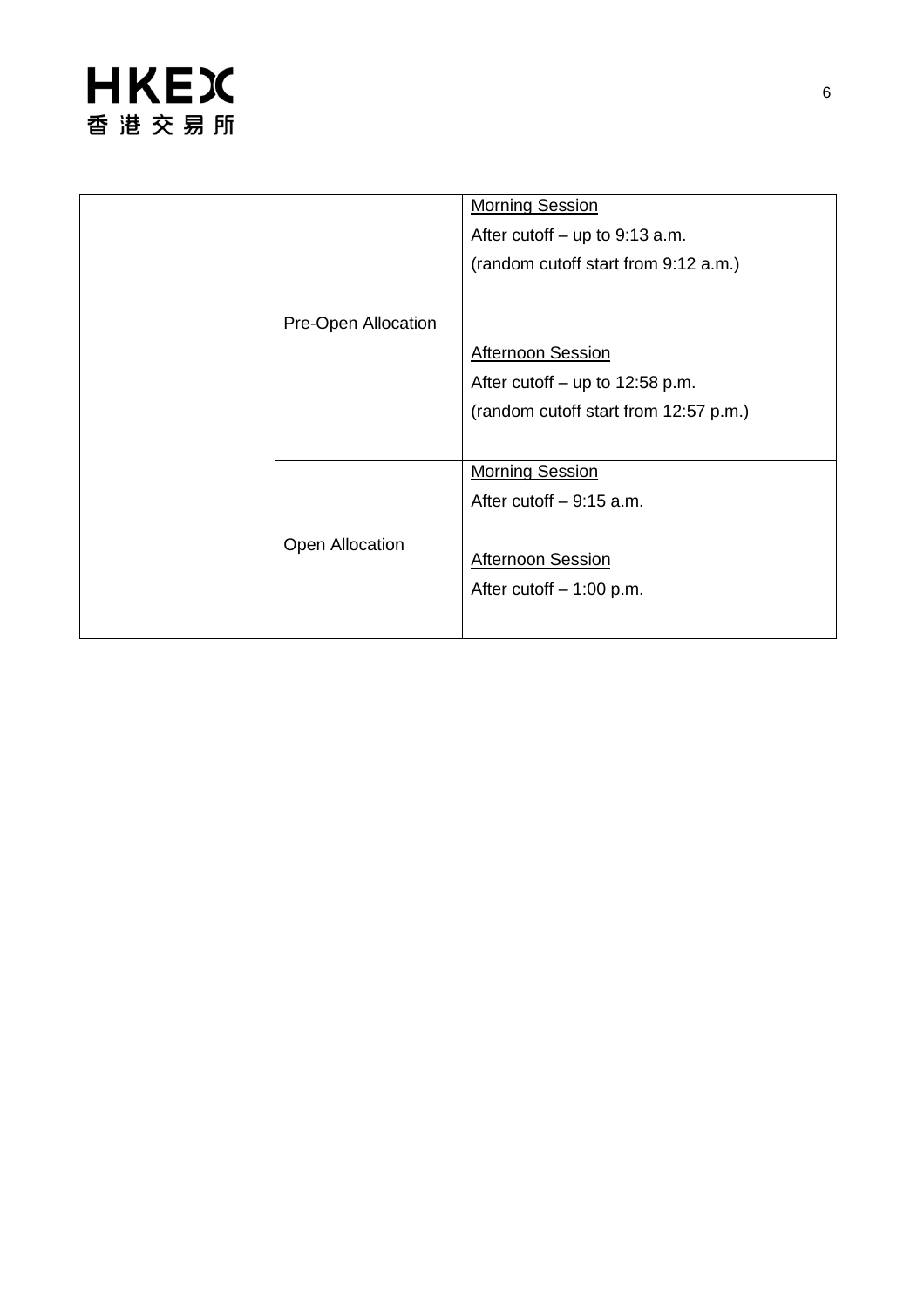| | | |
|---|---|---|
| | Pre-Open Allocation | Morning Session<br>After cutoff – up to 9:13 a.m.<br>(random cutoff start from 9:12 a.m.)<br><br>Afternoon Session<br>After cutoff – up to 12:58 p.m.<br>(random cutoff start from 12:57 p.m.) |
| | Open Allocation | Morning Session<br>After cutoff – 9:15 a.m.<br><br>Afternoon Session<br>After cutoff – 1:00 p.m. |